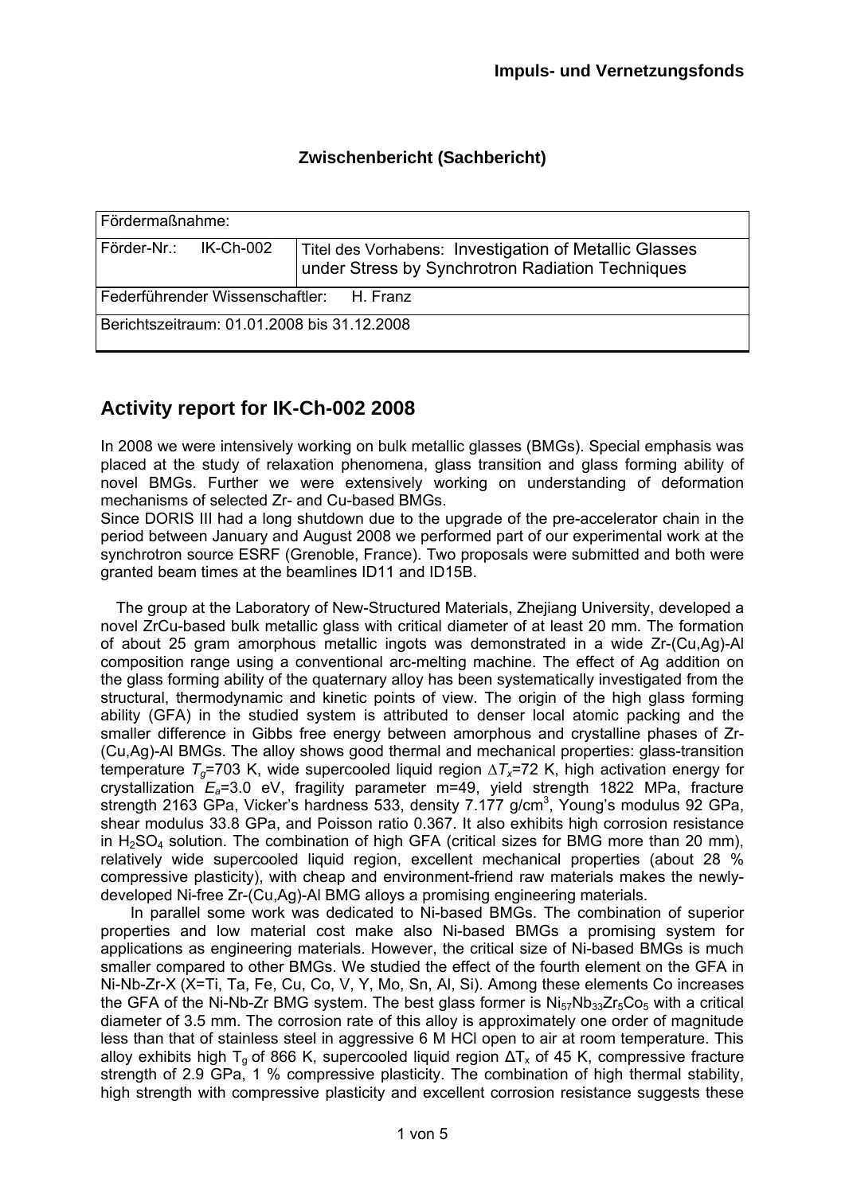**Impuls- und Vernetzungsfonds**

**Zwischenbericht (Sachbericht)**

| Fördermaßnahme: | |
|---|---|
| Förder-Nr.: IK-Ch-002 | Titel des Vorhabens: Investigation of Metallic Glasses under Stress by Synchrotron Radiation Techniques |
| Federführender Wissenschaftler: H. Franz | |
| Berichtszeitraum: 01.01.2008 bis 31.12.2008 | |

## Activity report for IK-Ch-002 2008

In 2008 we were intensively working on bulk metallic glasses (BMGs). Special emphasis was placed at the study of relaxation phenomena, glass transition and glass forming ability of novel BMGs. Further we were extensively working on understanding of deformation mechanisms of selected Zr- and Cu-based BMGs.
Since DORIS III had a long shutdown due to the upgrade of the pre-accelerator chain in the period between January and August 2008 we performed part of our experimental work at the synchrotron source ESRF (Grenoble, France). Two proposals were submitted and both were granted beam times at the beamlines ID11 and ID15B.

The group at the Laboratory of New-Structured Materials, Zhejiang University, developed a novel ZrCu-based bulk metallic glass with critical diameter of at least 20 mm. The formation of about 25 gram amorphous metallic ingots was demonstrated in a wide Zr-(Cu,Ag)-Al composition range using a conventional arc-melting machine. The effect of Ag addition on the glass forming ability of the quaternary alloy has been systematically investigated from the structural, thermodynamic and kinetic points of view. The origin of the high glass forming ability (GFA) in the studied system is attributed to denser local atomic packing and the smaller difference in Gibbs free energy between amorphous and crystalline phases of Zr-(Cu,Ag)-Al BMGs. The alloy shows good thermal and mechanical properties: glass-transition temperature $T_g$=703 K, wide supercooled liquid region $\Delta T_x$=72 K, high activation energy for crystallization $E_a$=3.0 eV, fragility parameter m=49, yield strength 1822 MPa, fracture strength 2163 GPa, Vicker's hardness 533, density 7.177 g/cm$^3$, Young's modulus 92 GPa, shear modulus 33.8 GPa, and Poisson ratio 0.367. It also exhibits high corrosion resistance in $H_2SO_4$ solution. The combination of high GFA (critical sizes for BMG more than 20 mm), relatively wide supercooled liquid region, excellent mechanical properties (about 28 % compressive plasticity), with cheap and environment-friend raw materials makes the newly-developed Ni-free Zr-(Cu,Ag)-Al BMG alloys a promising engineering materials.

In parallel some work was dedicated to Ni-based BMGs. The combination of superior properties and low material cost make also Ni-based BMGs a promising system for applications as engineering materials. However, the critical size of Ni-based BMGs is much smaller compared to other BMGs. We studied the effect of the fourth element on the GFA in Ni-Nb-Zr-X (X=Ti, Ta, Fe, Cu, Co, V, Y, Mo, Sn, Al, Si). Among these elements Co increases the GFA of the Ni-Nb-Zr BMG system. The best glass former is $Ni_{57}Nb_{33}Zr_5Co_5$ with a critical diameter of 3.5 mm. The corrosion rate of this alloy is approximately one order of magnitude less than that of stainless steel in aggressive 6 M HCl open to air at room temperature. This alloy exhibits high $T_g$ of 866 K, supercooled liquid region $\Delta T_x$ of 45 K, compressive fracture strength of 2.9 GPa, 1 % compressive plasticity. The combination of high thermal stability, high strength with compressive plasticity and excellent corrosion resistance suggests these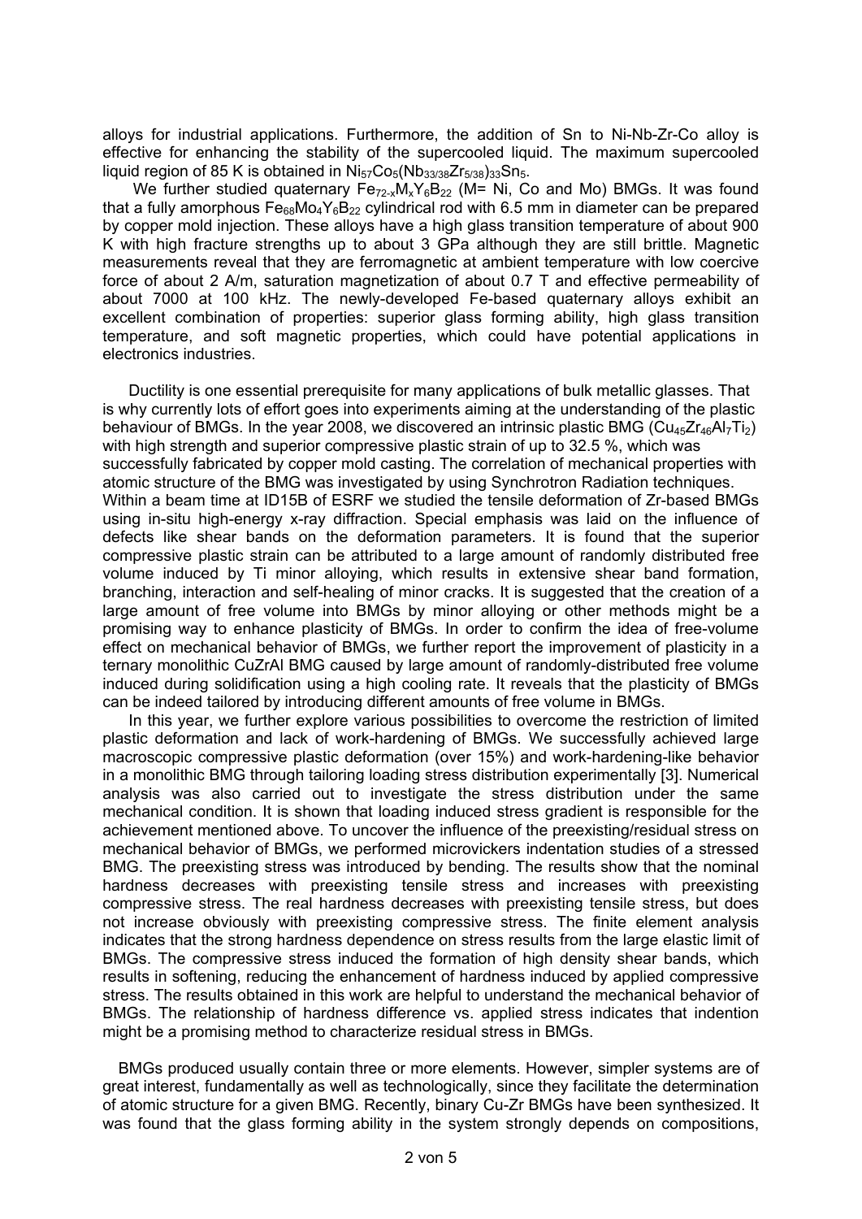alloys for industrial applications. Furthermore, the addition of Sn to Ni-Nb-Zr-Co alloy is effective for enhancing the stability of the supercooled liquid. The maximum supercooled liquid region of 85 K is obtained in $Ni_{57}Co_5(Nb_{33/38}Zr_{5/38})_{33}Sn_5$.

We further studied quaternary $Fe_{72-x}M_xY_6B_{22}$ (M= Ni, Co and Mo) BMGs. It was found that a fully amorphous $Fe_{68}Mo_4Y_6B_{22}$ cylindrical rod with 6.5 mm in diameter can be prepared by copper mold injection. These alloys have a high glass transition temperature of about 900 K with high fracture strengths up to about 3 GPa although they are still brittle. Magnetic measurements reveal that they are ferromagnetic at ambient temperature with low coercive force of about 2 A/m, saturation magnetization of about 0.7 T and effective permeability of about 7000 at 100 kHz. The newly-developed Fe-based quaternary alloys exhibit an excellent combination of properties: superior glass forming ability, high glass transition temperature, and soft magnetic properties, which could have potential applications in electronics industries.

Ductility is one essential prerequisite for many applications of bulk metallic glasses. That is why currently lots of effort goes into experiments aiming at the understanding of the plastic behaviour of BMGs. In the year 2008, we discovered an intrinsic plastic BMG ($Cu_{45}Zr_{46}Al_7Ti_2$) with high strength and superior compressive plastic strain of up to 32.5 %, which was successfully fabricated by copper mold casting. The correlation of mechanical properties with atomic structure of the BMG was investigated by using Synchrotron Radiation techniques. Within a beam time at ID15B of ESRF we studied the tensile deformation of Zr-based BMGs using in-situ high-energy x-ray diffraction. Special emphasis was laid on the influence of defects like shear bands on the deformation parameters. It is found that the superior compressive plastic strain can be attributed to a large amount of randomly distributed free volume induced by Ti minor alloying, which results in extensive shear band formation, branching, interaction and self-healing of minor cracks. It is suggested that the creation of a large amount of free volume into BMGs by minor alloying or other methods might be a promising way to enhance plasticity of BMGs. In order to confirm the idea of free-volume effect on mechanical behavior of BMGs, we further report the improvement of plasticity in a ternary monolithic CuZrAl BMG caused by large amount of randomly-distributed free volume induced during solidification using a high cooling rate. It reveals that the plasticity of BMGs can be indeed tailored by introducing different amounts of free volume in BMGs.

In this year, we further explore various possibilities to overcome the restriction of limited plastic deformation and lack of work-hardening of BMGs. We successfully achieved large macroscopic compressive plastic deformation (over 15%) and work-hardening-like behavior in a monolithic BMG through tailoring loading stress distribution experimentally [3]. Numerical analysis was also carried out to investigate the stress distribution under the same mechanical condition. It is shown that loading induced stress gradient is responsible for the achievement mentioned above. To uncover the influence of the preexisting/residual stress on mechanical behavior of BMGs, we performed microvickers indentation studies of a stressed BMG. The preexisting stress was introduced by bending. The results show that the nominal hardness decreases with preexisting tensile stress and increases with preexisting compressive stress. The real hardness decreases with preexisting tensile stress, but does not increase obviously with preexisting compressive stress. The finite element analysis indicates that the strong hardness dependence on stress results from the large elastic limit of BMGs. The compressive stress induced the formation of high density shear bands, which results in softening, reducing the enhancement of hardness induced by applied compressive stress. The results obtained in this work are helpful to understand the mechanical behavior of BMGs. The relationship of hardness difference vs. applied stress indicates that indention might be a promising method to characterize residual stress in BMGs.

BMGs produced usually contain three or more elements. However, simpler systems are of great interest, fundamentally as well as technologically, since they facilitate the determination of atomic structure for a given BMG. Recently, binary Cu-Zr BMGs have been synthesized. It was found that the glass forming ability in the system strongly depends on compositions,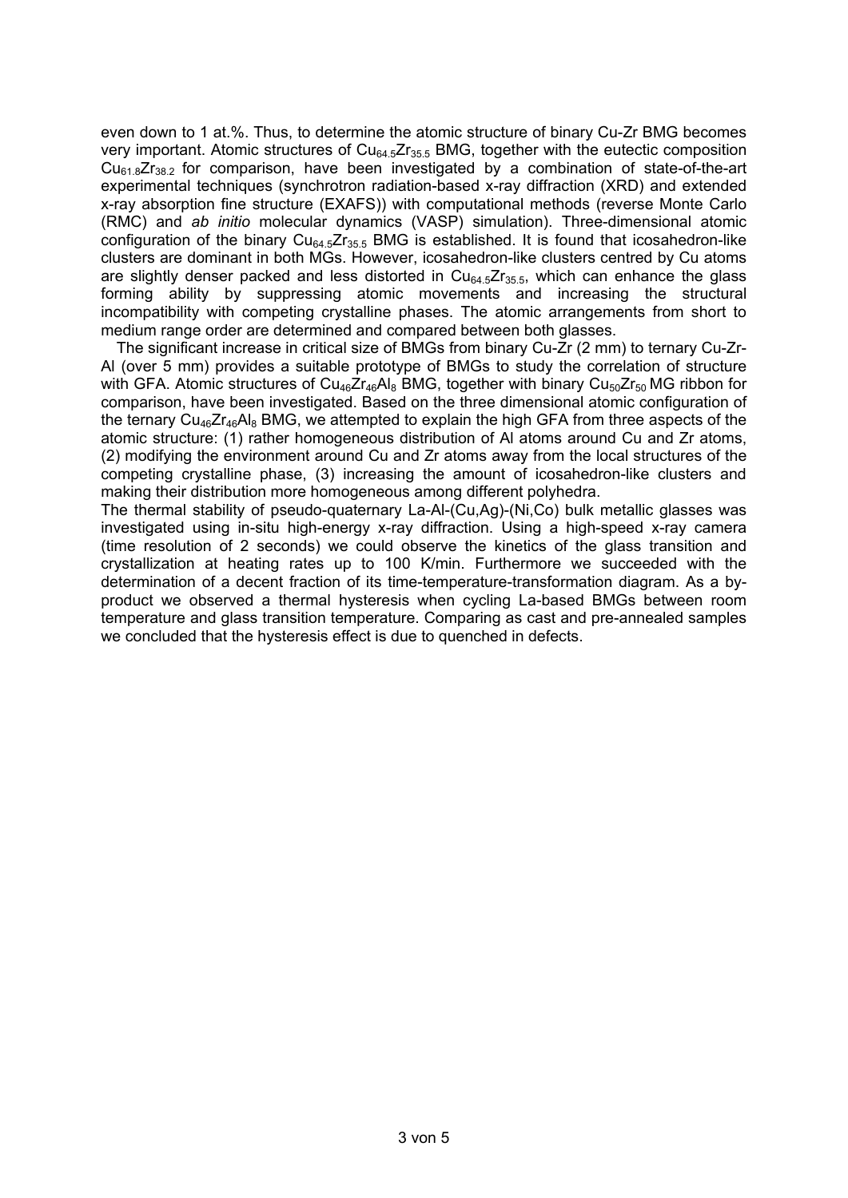even down to 1 at.%. Thus, to determine the atomic structure of binary Cu-Zr BMG becomes very important. Atomic structures of $Cu_{64.5}Zr_{35.5}$ BMG, together with the eutectic composition $Cu_{61.8}Zr_{38.2}$ for comparison, have been investigated by a combination of state-of-the-art experimental techniques (synchrotron radiation-based x-ray diffraction (XRD) and extended x-ray absorption fine structure (EXAFS)) with computational methods (reverse Monte Carlo (RMC) and *ab initio* molecular dynamics (VASP) simulation). Three-dimensional atomic configuration of the binary $Cu_{64.5}Zr_{35.5}$ BMG is established. It is found that icosahedron-like clusters are dominant in both MGs. However, icosahedron-like clusters centred by Cu atoms are slightly denser packed and less distorted in $Cu_{64.5}Zr_{35.5}$, which can enhance the glass forming ability by suppressing atomic movements and increasing the structural incompatibility with competing crystalline phases. The atomic arrangements from short to medium range order are determined and compared between both glasses.

The significant increase in critical size of BMGs from binary Cu-Zr (2 mm) to ternary Cu-Zr-Al (over 5 mm) provides a suitable prototype of BMGs to study the correlation of structure with GFA. Atomic structures of $Cu_{46}Zr_{46}Al_8$ BMG, together with binary $Cu_{50}Zr_{50}$ MG ribbon for comparison, have been investigated. Based on the three dimensional atomic configuration of the ternary $Cu_{46}Zr_{46}Al_8$ BMG, we attempted to explain the high GFA from three aspects of the atomic structure: (1) rather homogeneous distribution of Al atoms around Cu and Zr atoms, (2) modifying the environment around Cu and Zr atoms away from the local structures of the competing crystalline phase, (3) increasing the amount of icosahedron-like clusters and making their distribution more homogeneous among different polyhedra.

The thermal stability of pseudo-quaternary La-Al-(Cu,Ag)-(Ni,Co) bulk metallic glasses was investigated using in-situ high-energy x-ray diffraction. Using a high-speed x-ray camera (time resolution of 2 seconds) we could observe the kinetics of the glass transition and crystallization at heating rates up to 100 K/min. Furthermore we succeeded with the determination of a decent fraction of its time-temperature-transformation diagram. As a by-product we observed a thermal hysteresis when cycling La-based BMGs between room temperature and glass transition temperature. Comparing as cast and pre-annealed samples we concluded that the hysteresis effect is due to quenched in defects.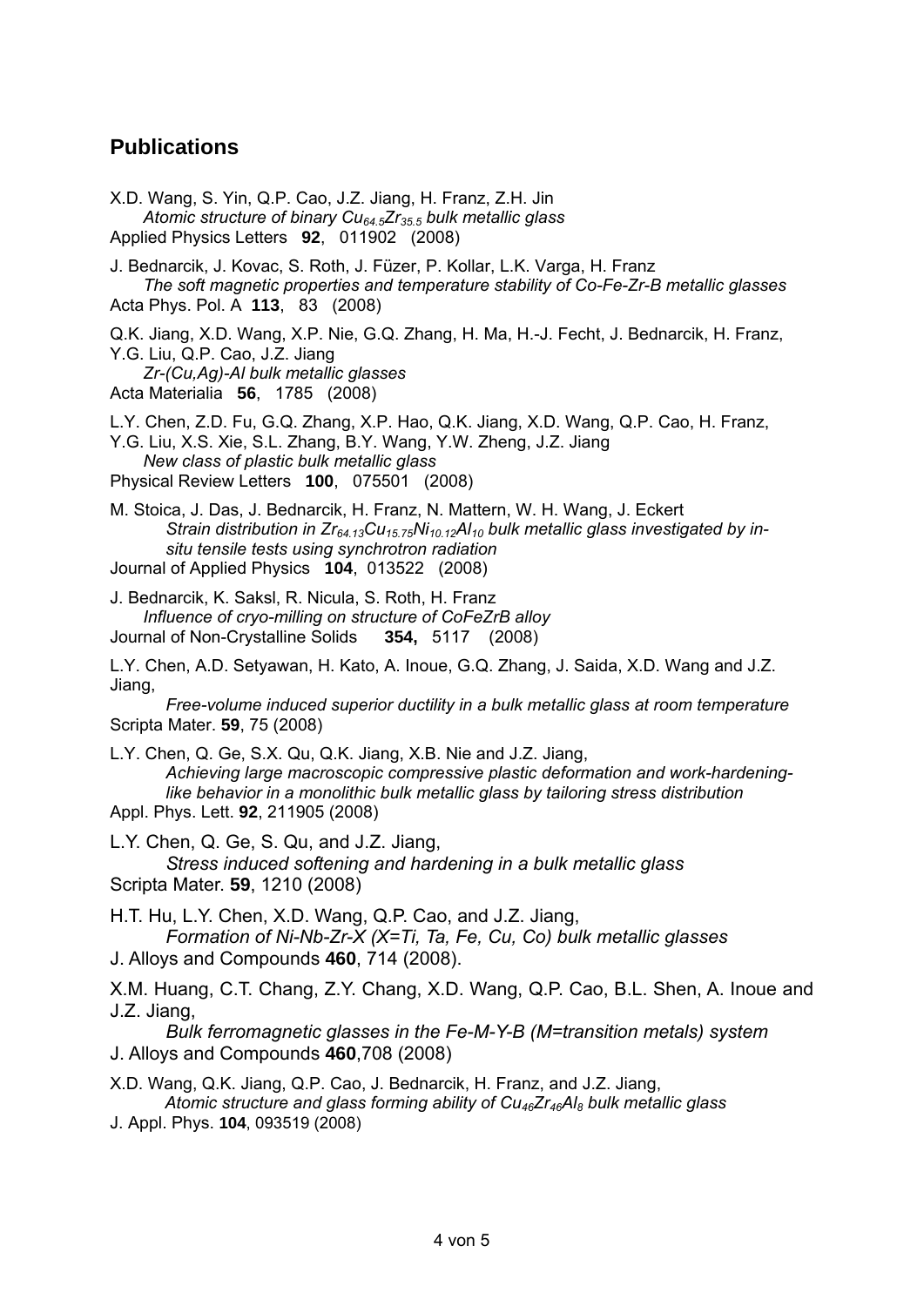## Publications

X.D. Wang, S. Yin, Q.P. Cao, J.Z. Jiang, H. Franz, Z.H. Jin
*Atomic structure of binary $Cu_{64.5}Zr_{35.5}$ bulk metallic glass*
Applied Physics Letters **92**, 011902 (2008)

J. Bednarcik, J. Kovac, S. Roth, J. Füzer, P. Kollar, L.K. Varga, H. Franz
*The soft magnetic properties and temperature stability of Co-Fe-Zr-B metallic glasses*
Acta Phys. Pol. A **113**, 83 (2008)

Q.K. Jiang, X.D. Wang, X.P. Nie, G.Q. Zhang, H. Ma, H.-J. Fecht, J. Bednarcik, H. Franz, Y.G. Liu, Q.P. Cao, J.Z. Jiang
*Zr-(Cu,Ag)-Al bulk metallic glasses*
Acta Materialia **56**, 1785 (2008)

L.Y. Chen, Z.D. Fu, G.Q. Zhang, X.P. Hao, Q.K. Jiang, X.D. Wang, Q.P. Cao, H. Franz, Y.G. Liu, X.S. Xie, S.L. Zhang, B.Y. Wang, Y.W. Zheng, J.Z. Jiang
*New class of plastic bulk metallic glass*
Physical Review Letters **100**, 075501 (2008)

M. Stoica, J. Das, J. Bednarcik, H. Franz, N. Mattern, W. H. Wang, J. Eckert
*Strain distribution in $Zr_{64.13}Cu_{15.75}Ni_{10.12}Al_{10}$ bulk metallic glass investigated by in-situ tensile tests using synchrotron radiation*
Journal of Applied Physics **104**, 013522 (2008)

J. Bednarcik, K. Saksl, R. Nicula, S. Roth, H. Franz
*Influence of cryo-milling on structure of CoFeZrB alloy*
Journal of Non-Crystalline Solids **354,** 5117 (2008)

L.Y. Chen, A.D. Setyawan, H. Kato, A. Inoue, G.Q. Zhang, J. Saida, X.D. Wang and J.Z. Jiang,
*Free-volume induced superior ductility in a bulk metallic glass at room temperature*
Scripta Mater. **59**, 75 (2008)

L.Y. Chen, Q. Ge, S.X. Qu, Q.K. Jiang, X.B. Nie and J.Z. Jiang,
*Achieving large macroscopic compressive plastic deformation and work-hardening-like behavior in a monolithic bulk metallic glass by tailoring stress distribution*
Appl. Phys. Lett. **92**, 211905 (2008)

L.Y. Chen, Q. Ge, S. Qu, and J.Z. Jiang,
*Stress induced softening and hardening in a bulk metallic glass*
Scripta Mater. **59**, 1210 (2008)

H.T. Hu, L.Y. Chen, X.D. Wang, Q.P. Cao, and J.Z. Jiang,
*Formation of Ni-Nb-Zr-X (X=Ti, Ta, Fe, Cu, Co) bulk metallic glasses*
J. Alloys and Compounds **460**, 714 (2008).

X.M. Huang, C.T. Chang, Z.Y. Chang, X.D. Wang, Q.P. Cao, B.L. Shen, A. Inoue and J.Z. Jiang,
*Bulk ferromagnetic glasses in the Fe-M-Y-B (M=transition metals) system*
J. Alloys and Compounds **460**,708 (2008)

X.D. Wang, Q.K. Jiang, Q.P. Cao, J. Bednarcik, H. Franz, and J.Z. Jiang,
*Atomic structure and glass forming ability of $Cu_{46}Zr_{46}Al_8$ bulk metallic glass*
J. Appl. Phys. **104**, 093519 (2008)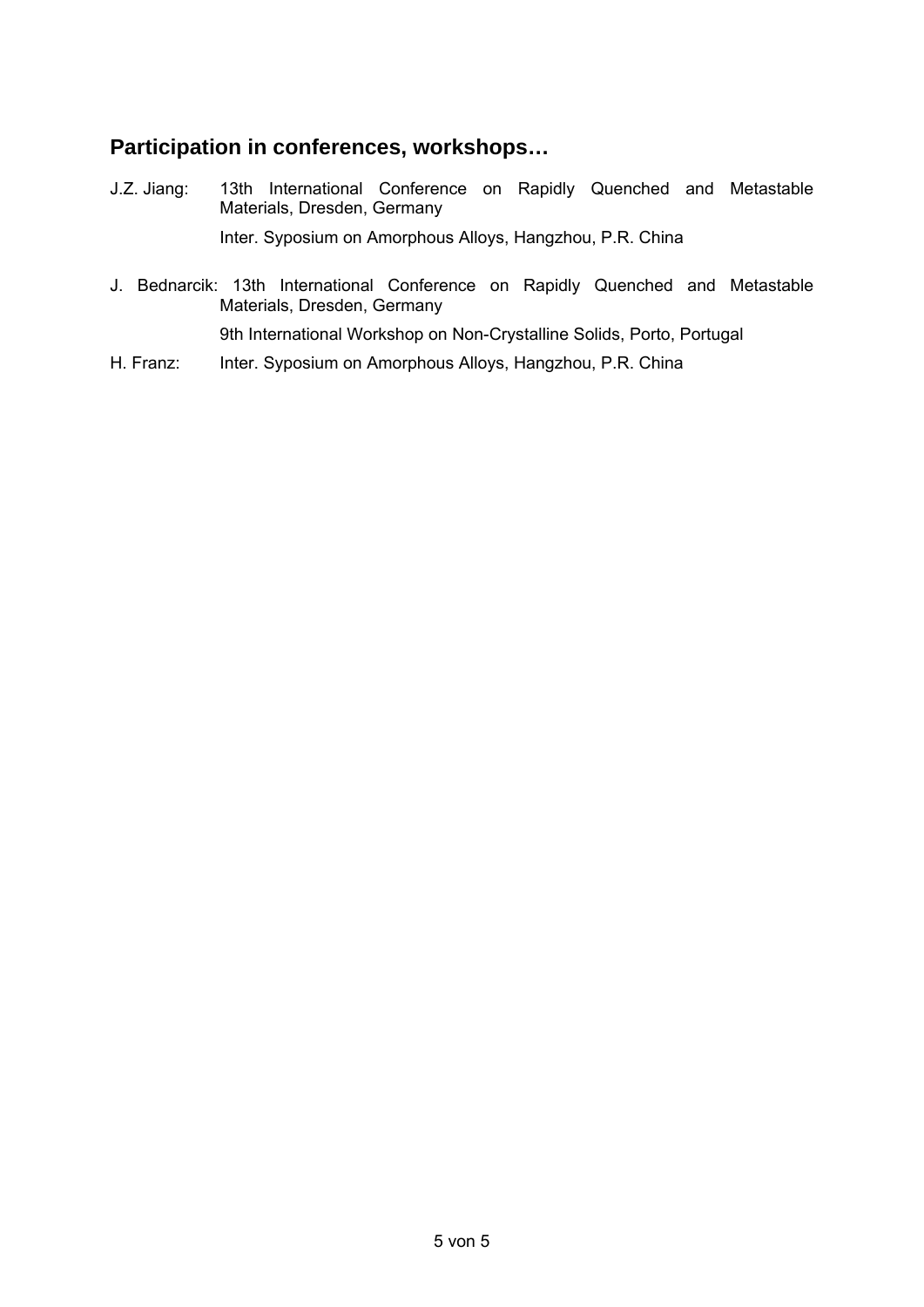## Participation in conferences, workshops…

J.Z. Jiang: 13th International Conference on Rapidly Quenched and Metastable Materials, Dresden, Germany

Inter. Syposium on Amorphous Alloys, Hangzhou, P.R. China

J. Bednarcik: 13th International Conference on Rapidly Quenched and Metastable Materials, Dresden, Germany

9th International Workshop on Non-Crystalline Solids, Porto, Portugal

H. Franz: Inter. Syposium on Amorphous Alloys, Hangzhou, P.R. China